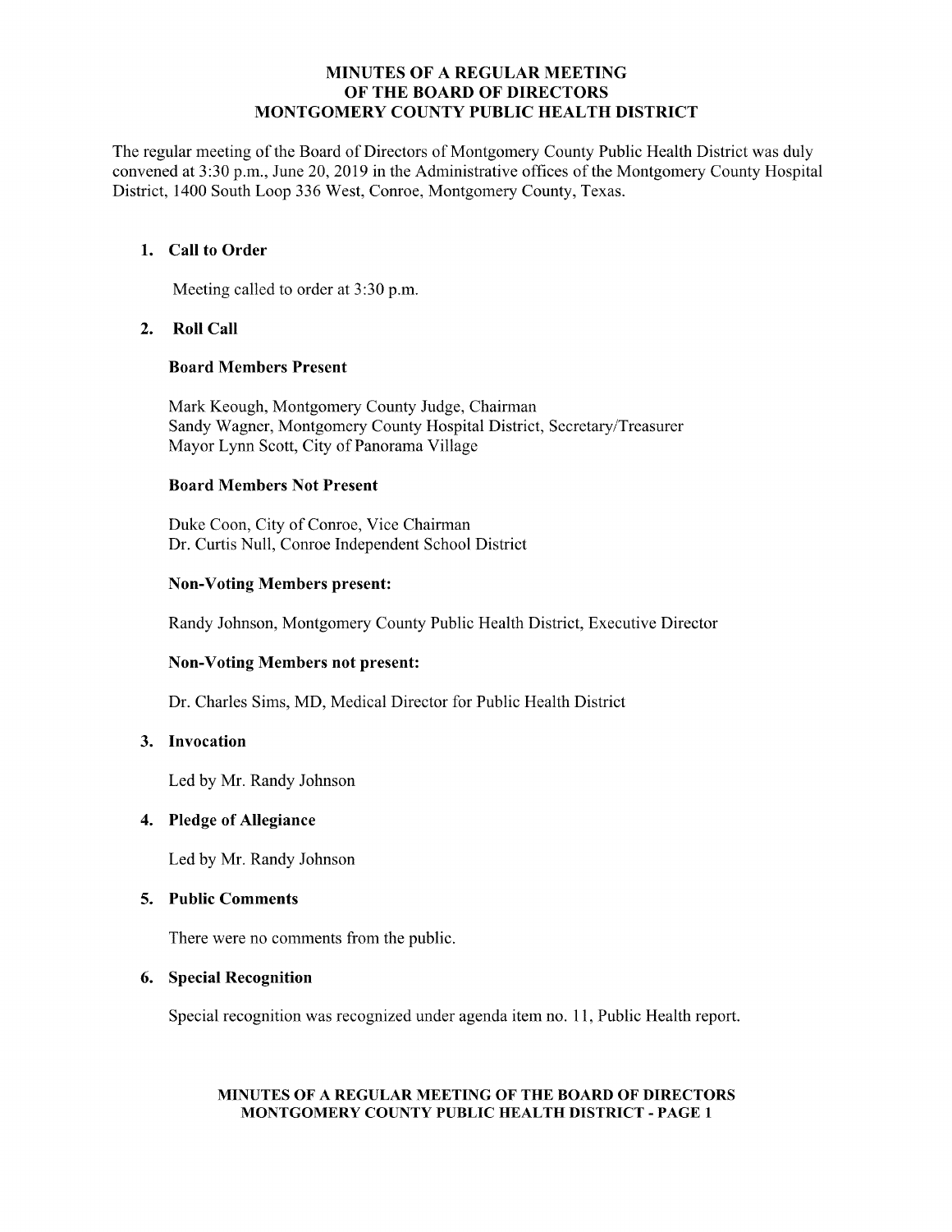# MINUTES OF A REGULAR MEETING OF THE BOARD OF DIRECTORS MONTGOMERY COUNTY PUBLIC HEALTH DISTRICT

The regular meeting of the Board of Directors of Montgomery County Public Health District was duly convened at 3:30 p.m., June 20, 2019 in the Administrative offices of the Montgomery County Hospital District, 1400 South Loop 336 West, Conroe, Montgomery County, Texas.

## 1. Call to Order

Meeting called to order at 3:30 p.m.

## 2. Roll Call

### Board Members Present

Mark Keough, Montgomery County Judge, Chairman
Sandy Wagner, Montgomery County Hospital District, Secretary/Treasurer
Mayor Lynn Scott, City of Panorama Village

### Board Members Not Present

Duke Coon, City of Conroe, Vice Chairman
Dr. Curtis Null, Conroe Independent School District

### Non-Voting Members present:

Randy Johnson, Montgomery County Public Health District, Executive Director

### Non-Voting Members not present:

Dr. Charles Sims, MD, Medical Director for Public Health District

## 3. Invocation

Led by Mr. Randy Johnson

## 4. Pledge of Allegiance

Led by Mr. Randy Johnson

## 5. Public Comments

There were no comments from the public.

## 6. Special Recognition

Special recognition was recognized under agenda item no. 11, Public Health report.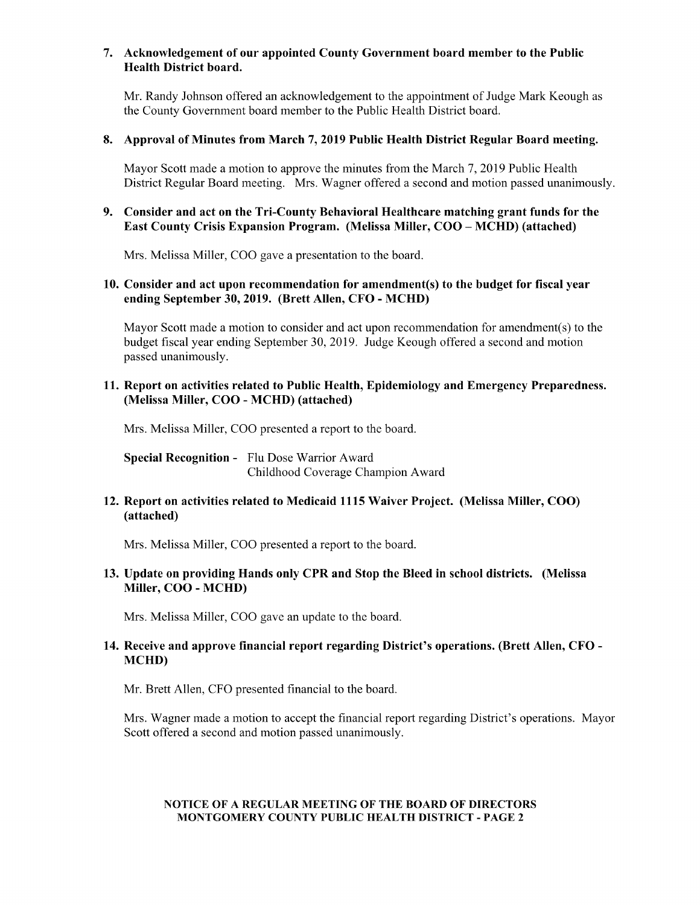**7. Acknowledgement of our appointed County Government board member to the Public Health District board.**

Mr. Randy Johnson offered an acknowledgement to the appointment of Judge Mark Keough as the County Government board member to the Public Health District board.

**8. Approval of Minutes from March 7, 2019 Public Health District Regular Board meeting.**

Mayor Scott made a motion to approve the minutes from the March 7, 2019 Public Health District Regular Board meeting. Mrs. Wagner offered a second and motion passed unanimously.

**9. Consider and act on the Tri-County Behavioral Healthcare matching grant funds for the East County Crisis Expansion Program. (Melissa Miller, COO – MCHD) (attached)**

Mrs. Melissa Miller, COO gave a presentation to the board.

**10. Consider and act upon recommendation for amendment(s) to the budget for fiscal year ending September 30, 2019. (Brett Allen, CFO - MCHD)**

Mayor Scott made a motion to consider and act upon recommendation for amendment(s) to the budget fiscal year ending September 30, 2019. Judge Keough offered a second and motion passed unanimously.

**11. Report on activities related to Public Health, Epidemiology and Emergency Preparedness. (Melissa Miller, COO - MCHD) (attached)**

Mrs. Melissa Miller, COO presented a report to the board.

**Special Recognition -** Flu Dose Warrior Award
Childhood Coverage Champion Award

**12. Report on activities related to Medicaid 1115 Waiver Project. (Melissa Miller, COO) (attached)**

Mrs. Melissa Miller, COO presented a report to the board.

**13. Update on providing Hands only CPR and Stop the Bleed in school districts. (Melissa Miller, COO - MCHD)**

Mrs. Melissa Miller, COO gave an update to the board.

**14. Receive and approve financial report regarding District's operations. (Brett Allen, CFO - MCHD)**

Mr. Brett Allen, CFO presented financial to the board.

Mrs. Wagner made a motion to accept the financial report regarding District's operations. Mayor Scott offered a second and motion passed unanimously.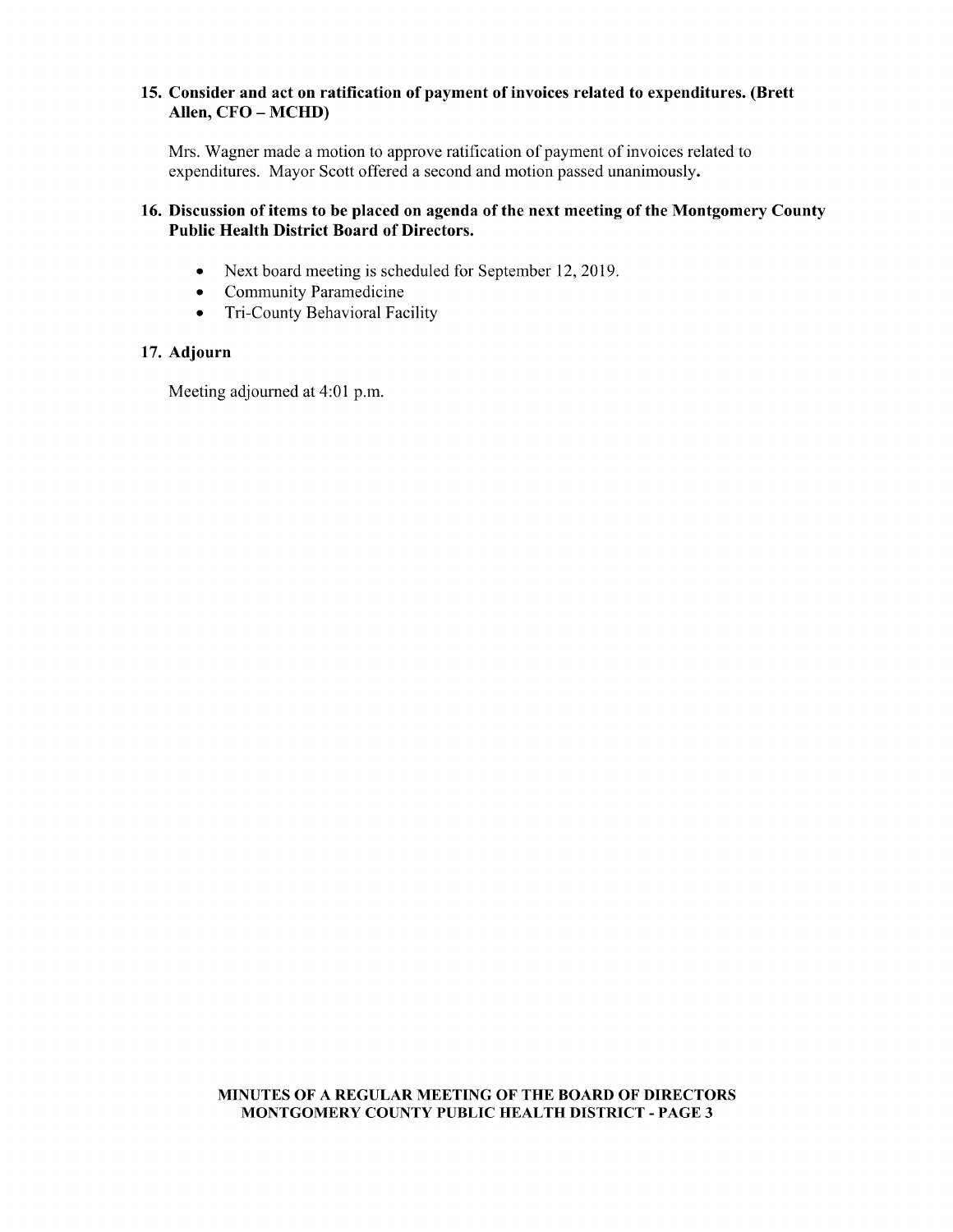**15. Consider and act on ratification of payment of invoices related to expenditures. (Brett Allen, CFO – MCHD)**

Mrs. Wagner made a motion to approve ratification of payment of invoices related to expenditures. Mayor Scott offered a second and motion passed unanimously**.**

**16. Discussion of items to be placed on agenda of the next meeting of the Montgomery County Public Health District Board of Directors.**

- Next board meeting is scheduled for September 12, 2019.
- Community Paramedicine
- Tri-County Behavioral Facility

**17. Adjourn**

Meeting adjourned at 4:01 p.m.